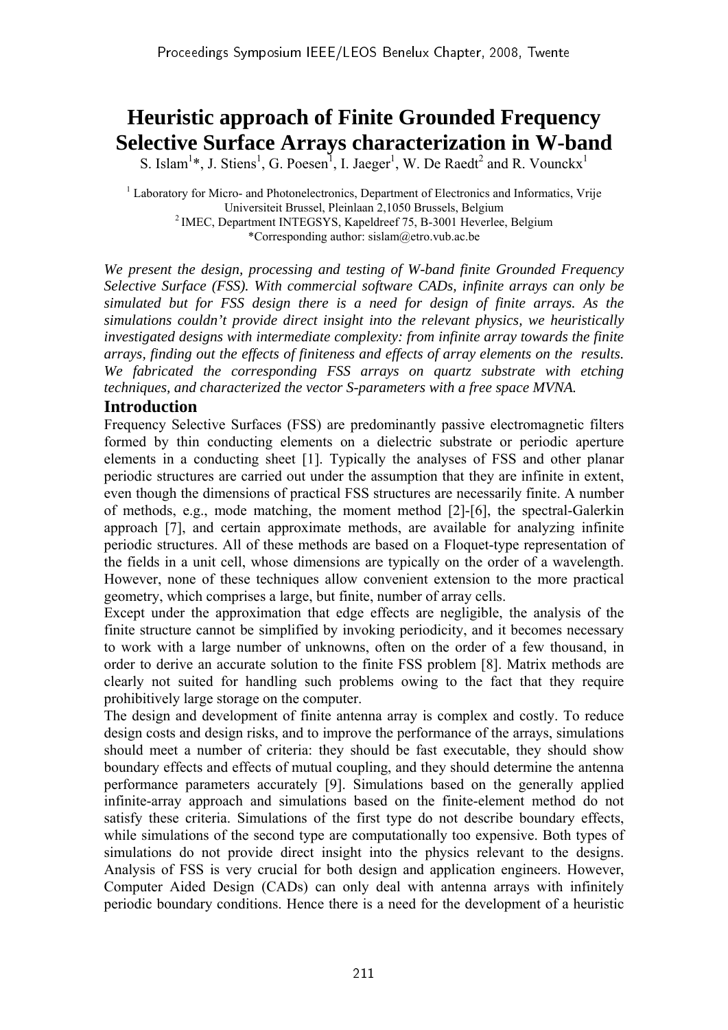# Heuristic approach of Finite Grounded Frequency Selective Surface Arrays characterization in W-band

S. Islam[1]*, J. Stiens[1], G. Poesen[1], I. Jaeger[1], W. De Raedt[2] and R. Vounckx[1]

[1] Laboratory for Micro- and Photonelectronics, Department of Electronics and Informatics, Vrije Universiteit Brussel, Pleinlaan 2,1050 Brussels, Belgium
[2] IMEC, Department INTEGSYS, Kapeldreef 75, B-3001 Heverlee, Belgium
*Corresponding author: sislam@etro.vub.ac.be

*We present the design, processing and testing of W-band finite Grounded Frequency Selective Surface (FSS). With commercial software CADs, infinite arrays can only be simulated but for FSS design there is a need for design of finite arrays. As the simulations couldn't provide direct insight into the relevant physics, we heuristically investigated designs with intermediate complexity: from infinite array towards the finite arrays, finding out the effects of finiteness and effects of array elements on the results. We fabricated the corresponding FSS arrays on quartz substrate with etching techniques, and characterized the vector S-parameters with a free space MVNA.*

## Introduction

Frequency Selective Surfaces (FSS) are predominantly passive electromagnetic filters formed by thin conducting elements on a dielectric substrate or periodic aperture elements in a conducting sheet [1]. Typically the analyses of FSS and other planar periodic structures are carried out under the assumption that they are infinite in extent, even though the dimensions of practical FSS structures are necessarily finite. A number of methods, e.g., mode matching, the moment method [2]-[6], the spectral-Galerkin approach [7], and certain approximate methods, are available for analyzing infinite periodic structures. All of these methods are based on a Floquet-type representation of the fields in a unit cell, whose dimensions are typically on the order of a wavelength. However, none of these techniques allow convenient extension to the more practical geometry, which comprises a large, but finite, number of array cells.

Except under the approximation that edge effects are negligible, the analysis of the finite structure cannot be simplified by invoking periodicity, and it becomes necessary to work with a large number of unknowns, often on the order of a few thousand, in order to derive an accurate solution to the finite FSS problem [8]. Matrix methods are clearly not suited for handling such problems owing to the fact that they require prohibitively large storage on the computer.

The design and development of finite antenna array is complex and costly. To reduce design costs and design risks, and to improve the performance of the arrays, simulations should meet a number of criteria: they should be fast executable, they should show boundary effects and effects of mutual coupling, and they should determine the antenna performance parameters accurately [9]. Simulations based on the generally applied infinite-array approach and simulations based on the finite-element method do not satisfy these criteria. Simulations of the first type do not describe boundary effects, while simulations of the second type are computationally too expensive. Both types of simulations do not provide direct insight into the physics relevant to the designs. Analysis of FSS is very crucial for both design and application engineers. However, Computer Aided Design (CADs) can only deal with antenna arrays with infinitely periodic boundary conditions. Hence there is a need for the development of a heuristic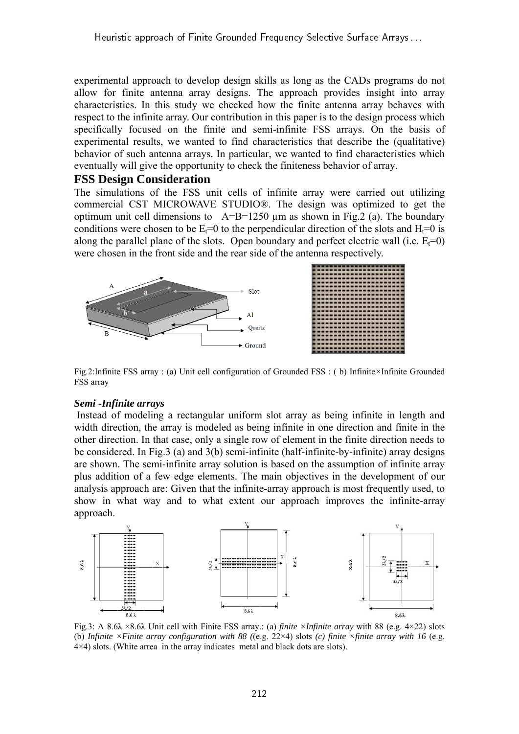experimental approach to develop design skills as long as the CADs programs do not allow for finite antenna array designs. The approach provides insight into array characteristics. In this study we checked how the finite antenna array behaves with respect to the infinite array. Our contribution in this paper is to the design process which specifically focused on the finite and semi-infinite FSS arrays. On the basis of experimental results, we wanted to find characteristics that describe the (qualitative) behavior of such antenna arrays. In particular, we wanted to find characteristics which eventually will give the opportunity to check the finiteness behavior of array.

## FSS Design Consideration

The simulations of the FSS unit cells of infinite array were carried out utilizing commercial CST MICROWAVE STUDIO®. The design was optimized to get the optimum unit cell dimensions to A=B=1250 µm as shown in Fig.2 (a). The boundary conditions were chosen to be $E_t$=0 to the perpendicular direction of the slots and $H_t$=0 is along the parallel plane of the slots. Open boundary and perfect electric wall (i.e. $E_t$=0) were chosen in the front side and the rear side of the antenna respectively.

Fig.2:Infinite FSS array : (a) Unit cell configuration of Grounded FSS : ( b) Infinite×Infinite Grounded FSS array

***Semi -Infinite arrays***

Instead of modeling a rectangular uniform slot array as being infinite in length and width direction, the array is modeled as being infinite in one direction and finite in the other direction. In that case, only a single row of element in the finite direction needs to be considered. In Fig.3 (a) and 3(b) semi-infinite (half-infinite-by-infinite) array designs are shown. The semi-infinite array solution is based on the assumption of infinite array plus addition of a few edge elements. The main objectives in the development of our analysis approach are: Given that the infinite-array approach is most frequently used, to show in what way and to what extent our approach improves the infinite-array approach.

Fig.3: A 8.6λ ×8.6λ Unit cell with Finite FSS array.: (a) *finite ×Infinite array* with 88 (e.g. 4×22) slots (b) *Infinite ×Finite array configuration with 88 (*(e.g. 22×4) slots *(c) finite ×finite array with 16* (e.g. 4×4) slots. (White arrea in the array indicates metal and black dots are slots).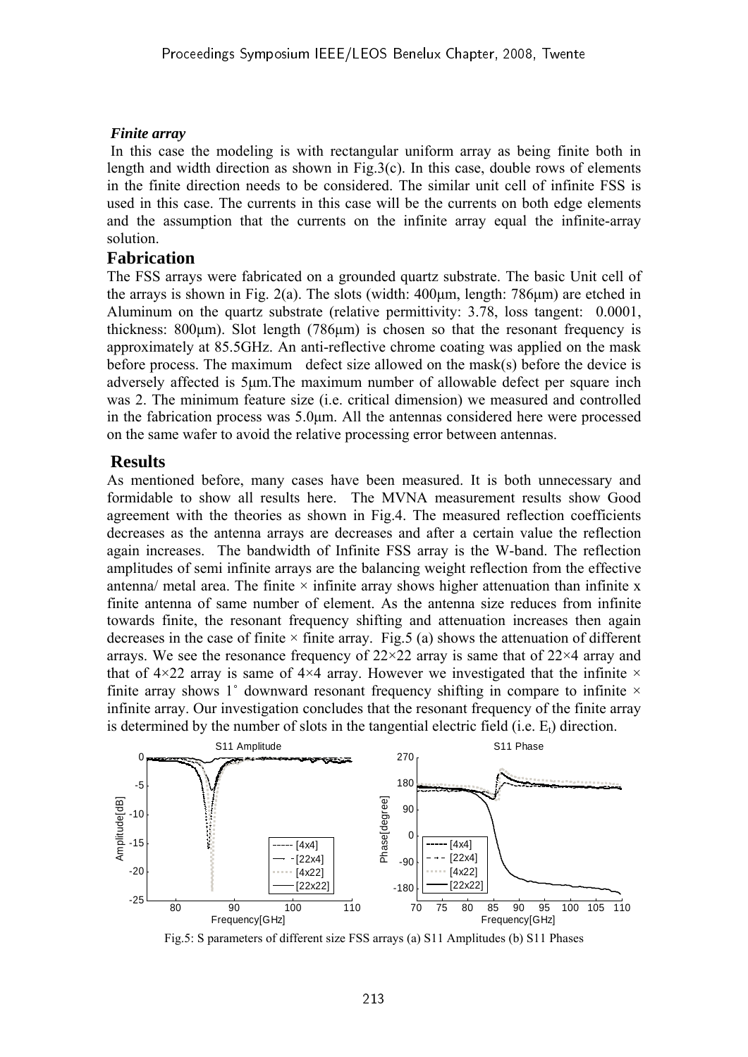***Finite array***

In this case the modeling is with rectangular uniform array as being finite both in length and width direction as shown in Fig.3(c). In this case, double rows of elements in the finite direction needs to be considered. The similar unit cell of infinite FSS is used in this case. The currents in this case will be the currents on both edge elements and the assumption that the currents on the infinite array equal the infinite-array solution.

## Fabrication

The FSS arrays were fabricated on a grounded quartz substrate. The basic Unit cell of the arrays is shown in Fig. 2(a). The slots (width: 400μm, length: 786μm) are etched in Aluminum on the quartz substrate (relative permittivity: 3.78, loss tangent: 0.0001, thickness: 800μm). Slot length (786μm) is chosen so that the resonant frequency is approximately at 85.5GHz. An anti-reflective chrome coating was applied on the mask before process. The maximum defect size allowed on the mask(s) before the device is adversely affected is 5μm.The maximum number of allowable defect per square inch was 2. The minimum feature size (i.e. critical dimension) we measured and controlled in the fabrication process was 5.0μm. All the antennas considered here were processed on the same wafer to avoid the relative processing error between antennas.

## Results

As mentioned before, many cases have been measured. It is both unnecessary and formidable to show all results here. The MVNA measurement results show Good agreement with the theories as shown in Fig.4. The measured reflection coefficients decreases as the antenna arrays are decreases and after a certain value the reflection again increases. The bandwidth of Infinite FSS array is the W-band. The reflection amplitudes of semi infinite arrays are the balancing weight reflection from the effective antenna/ metal area. The finite × infinite array shows higher attenuation than infinite x finite antenna of same number of element. As the antenna size reduces from infinite towards finite, the resonant frequency shifting and attenuation increases then again decreases in the case of finite × finite array. Fig.5 (a) shows the attenuation of different arrays. We see the resonance frequency of 22×22 array is same that of 22×4 array and that of 4×22 array is same of 4×4 array. However we investigated that the infinite × finite array shows 1° downward resonant frequency shifting in compare to infinite × infinite array. Our investigation concludes that the resonant frequency of the finite array is determined by the number of slots in the tangential electric field (i.e. $E_t$) direction.

Fig.5: S parameters of different size FSS arrays (a) S11 Amplitudes (b) S11 Phases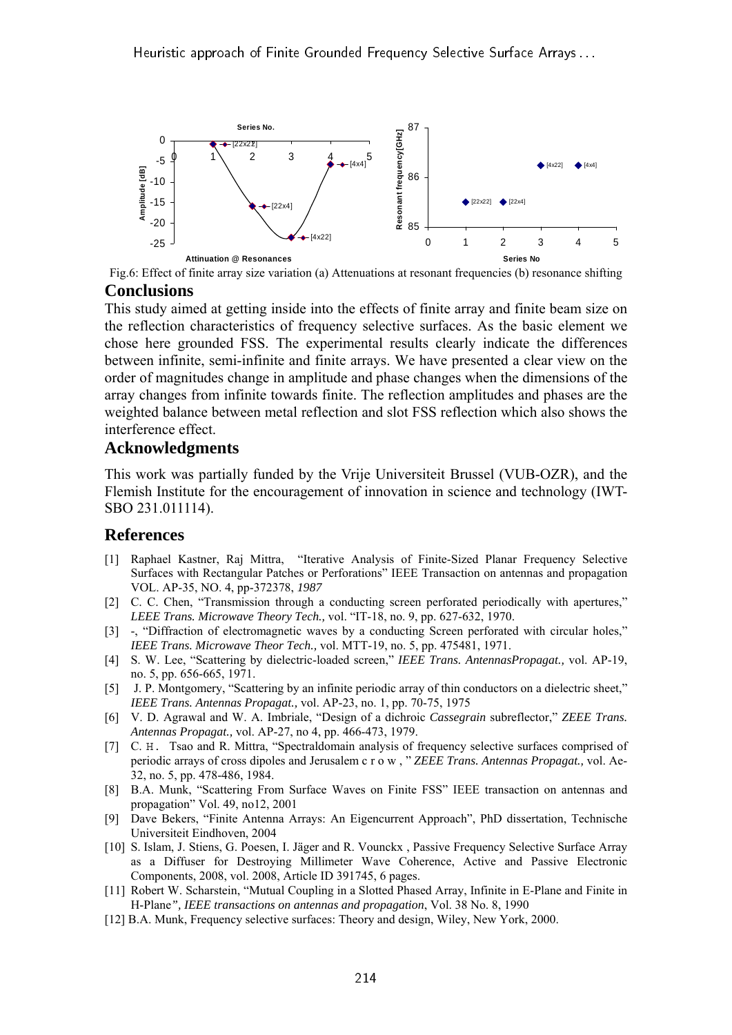Series No.

0
-5
-10
-15
-20
-25

0 1 2 3 4 5

Amplitude [dB]

[22x22]
[4x4]
[22x4]
[4x22]

Attinuation @ Resonances

87
86
85

Resonant frequency[GHz]

[4x22] [4x4]
[22x22] [22x4]

0 1 2 3 4 5

Series No

Fig.6: Effect of finite array size variation (a) Attenuations at resonant frequencies (b) resonance shifting

## Conclusions

This study aimed at getting inside into the effects of finite array and finite beam size on the reflection characteristics of frequency selective surfaces. As the basic element we chose here grounded FSS. The experimental results clearly indicate the differences between infinite, semi-infinite and finite arrays. We have presented a clear view on the order of magnitudes change in amplitude and phase changes when the dimensions of the array changes from infinite towards finite. The reflection amplitudes and phases are the weighted balance between metal reflection and slot FSS reflection which also shows the interference effect.

## Acknowledgments

This work was partially funded by the Vrije Universiteit Brussel (VUB-OZR), and the Flemish Institute for the encouragement of innovation in science and technology (IWT-SBO 231.011114).

## References

[1] Raphael Kastner, Raj Mittra, "Iterative Analysis of Finite-Sized Planar Frequency Selective Surfaces with Rectangular Patches or Perforations" IEEE Transaction on antennas and propagation VOL. AP-35, NO. 4, pp-372378, *1987*

[2] C. C. Chen, "Transmission through a conducting screen perforated periodically with apertures," *LEEE Trans. Microwave Theory Tech.,* vol. "IT-18, no. 9, pp. 627-632, 1970.

[3] -, "Diffraction of electromagnetic waves by a conducting Screen perforated with circular holes," *IEEE Trans. Microwave Theor Tech.,* vol. MTT-19, no. 5, pp. 475481, 1971.

[4] S. W. Lee, "Scattering by dielectric-loaded screen," *IEEE Trans. AntennasPropagat.,* vol. AP-19, no. 5, pp. 656-665, 1971.

[5] J. P. Montgomery, "Scattering by an infinite periodic array of thin conductors on a dielectric sheet," *IEEE Trans. Antennas Propagat.,* vol. AP-23, no. 1, pp. 70-75, 1975

[6] V. D. Agrawal and W. A. Imbriale, "Design of a dichroic *Cassegrain* subreflector," *ZEEE Trans. Antennas Propagat.,* vol. AP-27, no 4, pp. 466-473, 1979.

[7] C. H. Tsao and R. Mittra, "Spectraldomain analysis of frequency selective surfaces comprised of periodic arrays of cross dipoles and Jerusalem c r o w , " *ZEEE Trans. Antennas Propagat.,* vol. Ae-32, no. 5, pp. 478-486, 1984.

[8] B.A. Munk, "Scattering From Surface Waves on Finite FSS" IEEE transaction on antennas and propagation" Vol. 49, no12, 2001

[9] Dave Bekers, "Finite Antenna Arrays: An Eigencurrent Approach", PhD dissertation, Technische Universiteit Eindhoven, 2004

[10] S. Islam, J. Stiens, G. Poesen, I. Jäger and R. Vounckx , Passive Frequency Selective Surface Array as a Diffuser for Destroying Millimeter Wave Coherence, Active and Passive Electronic Components, 2008, vol. 2008, Article ID 391745, 6 pages.

[11] Robert W. Scharstein, "Mutual Coupling in a Slotted Phased Array, Infinite in E-Plane and Finite in H-Plane*", IEEE transactions on antennas and propagation*, Vol. 38 No. 8, 1990

[12] B.A. Munk, Frequency selective surfaces: Theory and design, Wiley, New York, 2000.